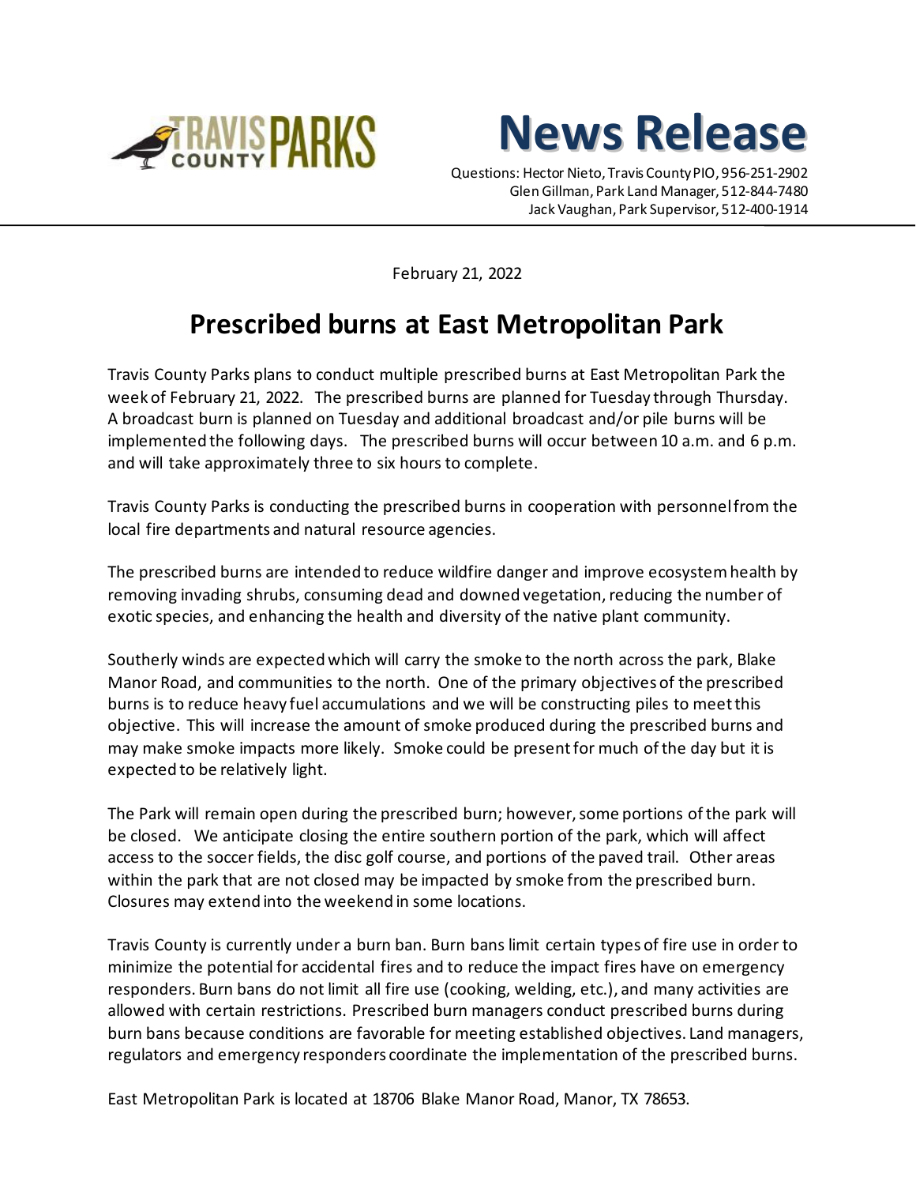TRAVIS COUNTY PARKS

# News Release

Questions: Hector Nieto, Travis County PIO, 956-251-2902
Glen Gillman, Park Land Manager, 512-844-7480
Jack Vaughan, Park Supervisor, 512-400-1914

February 21, 2022

## Prescribed burns at East Metropolitan Park

Travis County Parks plans to conduct multiple prescribed burns at East Metropolitan Park the week of February 21, 2022. The prescribed burns are planned for Tuesday through Thursday. A broadcast burn is planned on Tuesday and additional broadcast and/or pile burns will be implemented the following days. The prescribed burns will occur between 10 a.m. and 6 p.m. and will take approximately three to six hours to complete.

Travis County Parks is conducting the prescribed burns in cooperation with personnel from the local fire departments and natural resource agencies.

The prescribed burns are intended to reduce wildfire danger and improve ecosystem health by removing invading shrubs, consuming dead and downed vegetation, reducing the number of exotic species, and enhancing the health and diversity of the native plant community.

Southerly winds are expected which will carry the smoke to the north across the park, Blake Manor Road, and communities to the north. One of the primary objectives of the prescribed burns is to reduce heavy fuel accumulations and we will be constructing piles to meet this objective. This will increase the amount of smoke produced during the prescribed burns and may make smoke impacts more likely. Smoke could be present for much of the day but it is expected to be relatively light.

The Park will remain open during the prescribed burn; however, some portions of the park will be closed. We anticipate closing the entire southern portion of the park, which will affect access to the soccer fields, the disc golf course, and portions of the paved trail. Other areas within the park that are not closed may be impacted by smoke from the prescribed burn. Closures may extend into the weekend in some locations.

Travis County is currently under a burn ban. Burn bans limit certain types of fire use in order to minimize the potential for accidental fires and to reduce the impact fires have on emergency responders. Burn bans do not limit all fire use (cooking, welding, etc.), and many activities are allowed with certain restrictions. Prescribed burn managers conduct prescribed burns during burn bans because conditions are favorable for meeting established objectives. Land managers, regulators and emergency responders coordinate the implementation of the prescribed burns.

East Metropolitan Park is located at 18706 Blake Manor Road, Manor, TX 78653.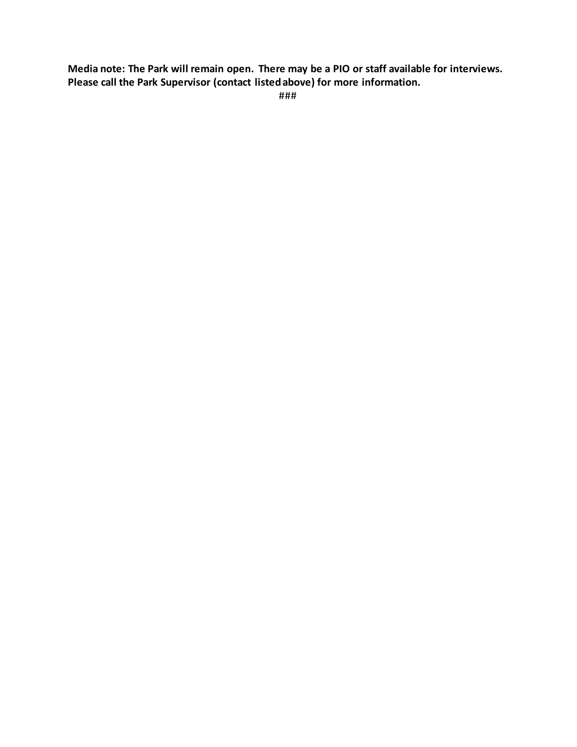**Media note: The Park will remain open. There may be a PIO or staff available for interviews. Please call the Park Supervisor (contact listed above) for more information.**

###